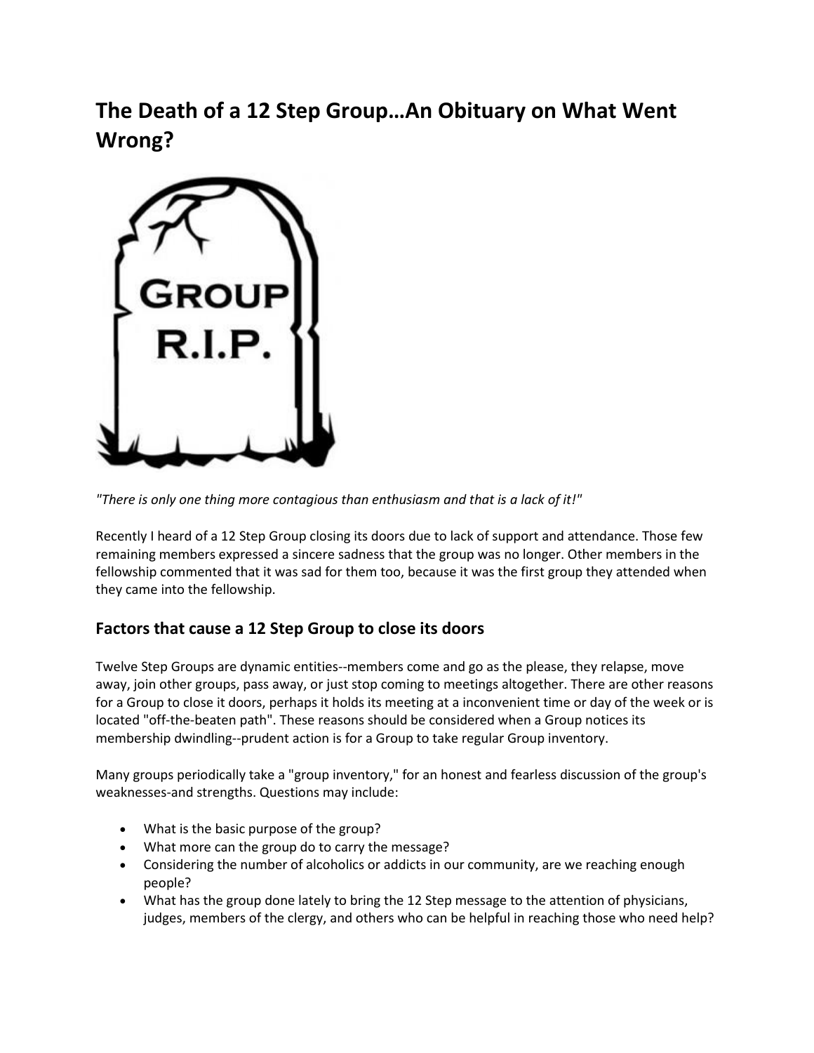# The Death of a 12 Step Group…An Obituary on What Went Wrong?

*"There is only one thing more contagious than enthusiasm and that is a lack of it!"*

Recently I heard of a 12 Step Group closing its doors due to lack of support and attendance. Those few remaining members expressed a sincere sadness that the group was no longer. Other members in the fellowship commented that it was sad for them too, because it was the first group they attended when they came into the fellowship.

## Factors that cause a 12 Step Group to close its doors

Twelve Step Groups are dynamic entities--members come and go as the please, they relapse, move away, join other groups, pass away, or just stop coming to meetings altogether. There are other reasons for a Group to close it doors, perhaps it holds its meeting at a inconvenient time or day of the week or is located "off-the-beaten path". These reasons should be considered when a Group notices its membership dwindling--prudent action is for a Group to take regular Group inventory.

Many groups periodically take a "group inventory," for an honest and fearless discussion of the group's weaknesses-and strengths. Questions may include:

- What is the basic purpose of the group?
- What more can the group do to carry the message?
- Considering the number of alcoholics or addicts in our community, are we reaching enough people?
- What has the group done lately to bring the 12 Step message to the attention of physicians, judges, members of the clergy, and others who can be helpful in reaching those who need help?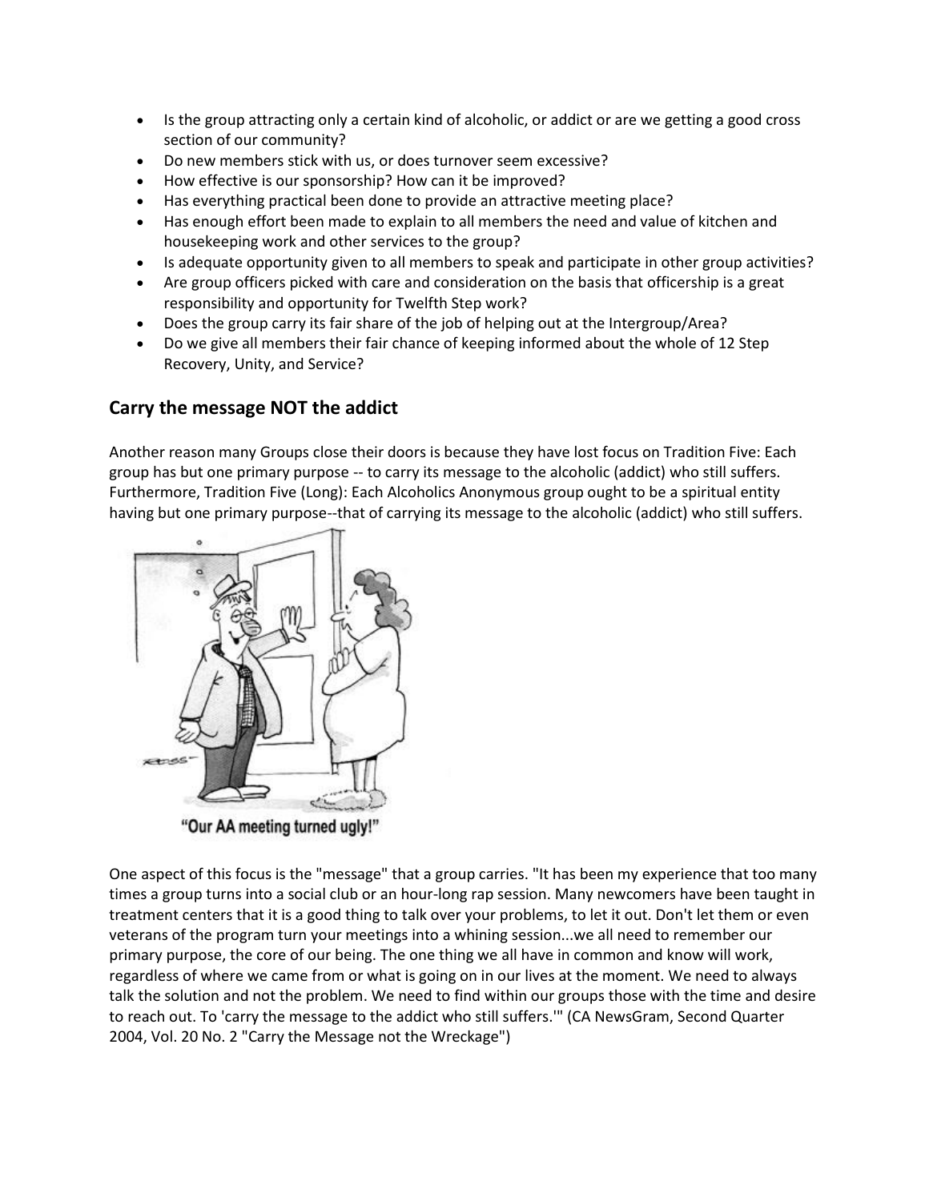- Is the group attracting only a certain kind of alcoholic, or addict or are we getting a good cross section of our community?
- Do new members stick with us, or does turnover seem excessive?
- How effective is our sponsorship? How can it be improved?
- Has everything practical been done to provide an attractive meeting place?
- Has enough effort been made to explain to all members the need and value of kitchen and housekeeping work and other services to the group?
- Is adequate opportunity given to all members to speak and participate in other group activities?
- Are group officers picked with care and consideration on the basis that officership is a great responsibility and opportunity for Twelfth Step work?
- Does the group carry its fair share of the job of helping out at the Intergroup/Area?
- Do we give all members their fair chance of keeping informed about the whole of 12 Step Recovery, Unity, and Service?

## Carry the message NOT the addict

Another reason many Groups close their doors is because they have lost focus on Tradition Five: Each group has but one primary purpose -- to carry its message to the alcoholic (addict) who still suffers. Furthermore, Tradition Five (Long): Each Alcoholics Anonymous group ought to be a spiritual entity having but one primary purpose--that of carrying its message to the alcoholic (addict) who still suffers.

"Our AA meeting turned ugly!"

One aspect of this focus is the "message" that a group carries. "It has been my experience that too many times a group turns into a social club or an hour-long rap session. Many newcomers have been taught in treatment centers that it is a good thing to talk over your problems, to let it out. Don't let them or even veterans of the program turn your meetings into a whining session...we all need to remember our primary purpose, the core of our being. The one thing we all have in common and know will work, regardless of where we came from or what is going on in our lives at the moment. We need to always talk the solution and not the problem. We need to find within our groups those with the time and desire to reach out. To 'carry the message to the addict who still suffers.'" (CA NewsGram, Second Quarter 2004, Vol. 20 No. 2 "Carry the Message not the Wreckage")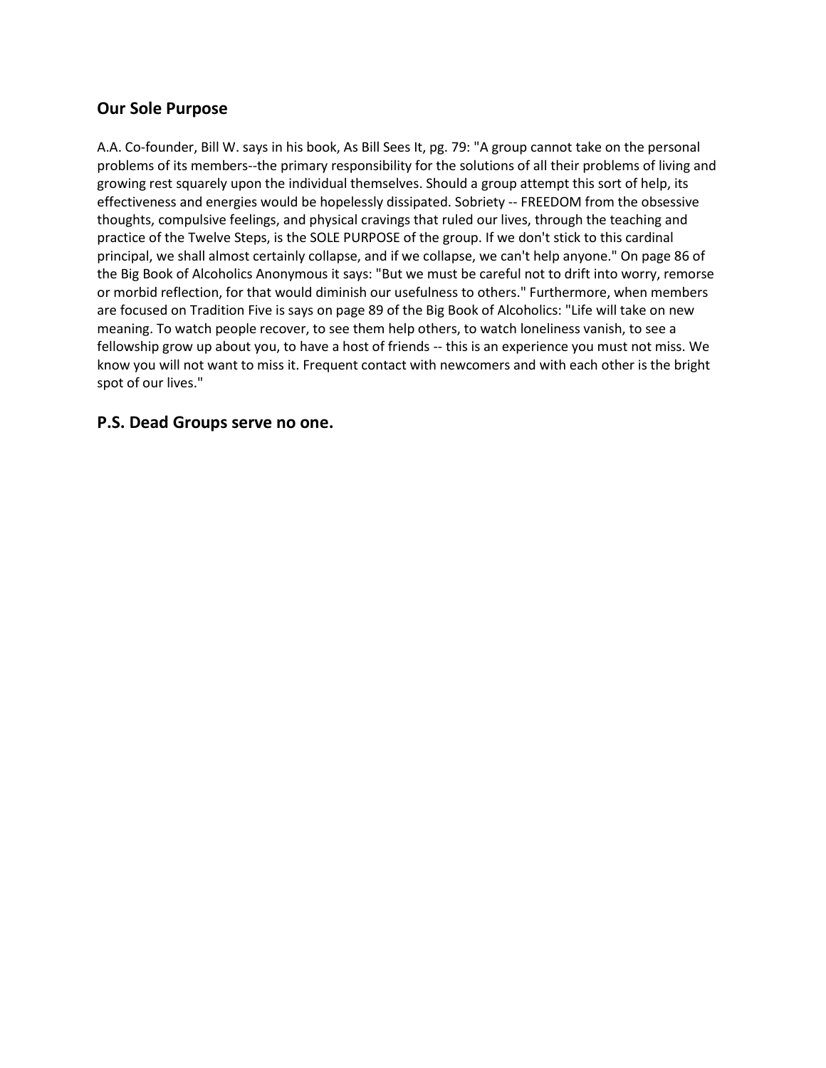## Our Sole Purpose

A.A. Co-founder, Bill W. says in his book, As Bill Sees It, pg. 79: "A group cannot take on the personal problems of its members--the primary responsibility for the solutions of all their problems of living and growing rest squarely upon the individual themselves. Should a group attempt this sort of help, its effectiveness and energies would be hopelessly dissipated. Sobriety -- FREEDOM from the obsessive thoughts, compulsive feelings, and physical cravings that ruled our lives, through the teaching and practice of the Twelve Steps, is the SOLE PURPOSE of the group. If we don't stick to this cardinal principal, we shall almost certainly collapse, and if we collapse, we can't help anyone." On page 86 of the Big Book of Alcoholics Anonymous it says: "But we must be careful not to drift into worry, remorse or morbid reflection, for that would diminish our usefulness to others." Furthermore, when members are focused on Tradition Five is says on page 89 of the Big Book of Alcoholics: "Life will take on new meaning. To watch people recover, to see them help others, to watch loneliness vanish, to see a fellowship grow up about you, to have a host of friends -- this is an experience you must not miss. We know you will not want to miss it. Frequent contact with newcomers and with each other is the bright spot of our lives."

## P.S. Dead Groups serve no one.